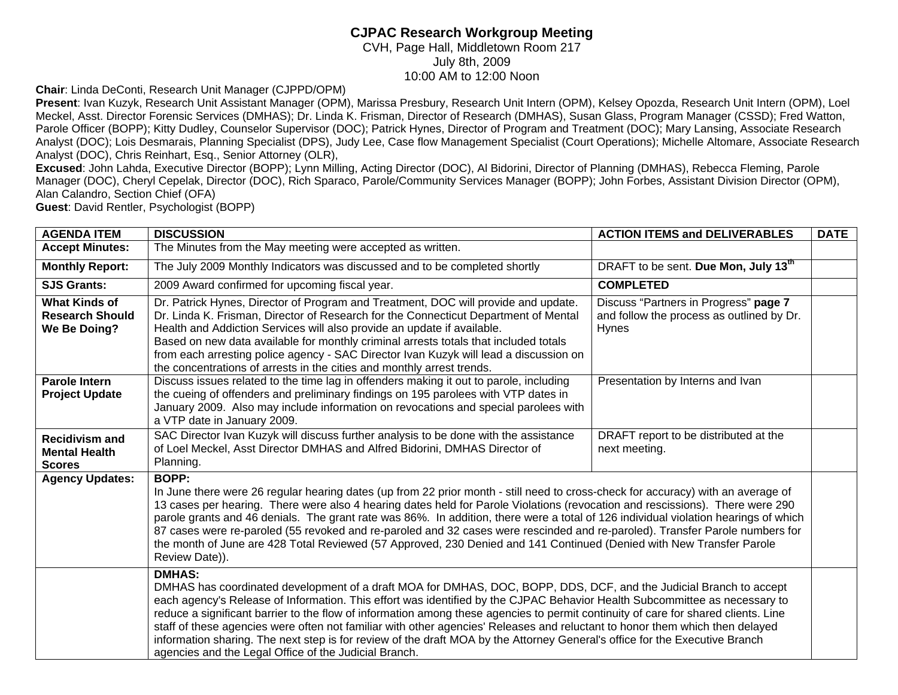# CJPAC Research Workgroup Meeting

CVH, Page Hall, Middletown Room 217
July 8th, 2009
10:00 AM to 12:00 Noon

**Chair**: Linda DeConti, Research Unit Manager (CJPPD/OPM)

**Present**: Ivan Kuzyk, Research Unit Assistant Manager (OPM), Marissa Presbury, Research Unit Intern (OPM), Kelsey Opozda, Research Unit Intern (OPM), Loel Meckel, Asst. Director Forensic Services (DMHAS); Dr. Linda K. Frisman, Director of Research (DMHAS), Susan Glass, Program Manager (CSSD); Fred Watton, Parole Officer (BOPP); Kitty Dudley, Counselor Supervisor (DOC); Patrick Hynes, Director of Program and Treatment (DOC); Mary Lansing, Associate Research Analyst (DOC); Lois Desmarais, Planning Specialist (DPS), Judy Lee, Case flow Management Specialist (Court Operations); Michelle Altomare, Associate Research Analyst (DOC), Chris Reinhart, Esq., Senior Attorney (OLR),

**Excused**: John Lahda, Executive Director (BOPP); Lynn Milling, Acting Director (DOC), Al Bidorini, Director of Planning (DMHAS), Rebecca Fleming, Parole Manager (DOC), Cheryl Cepelak, Director (DOC), Rich Sparaco, Parole/Community Services Manager (BOPP); John Forbes, Assistant Division Director (OPM), Alan Calandro, Section Chief (OFA)

**Guest**: David Rentler, Psychologist (BOPP)

| AGENDA ITEM | DISCUSSION | ACTION ITEMS and DELIVERABLES | DATE |
|---|---|---|---|
| **Accept Minutes:** | The Minutes from the May meeting were accepted as written. | | |
| **Monthly Report:** | The July 2009 Monthly Indicators was discussed and to be completed shortly | DRAFT to be sent. **Due Mon, July 13th** | |
| **SJS Grants:** | 2009 Award confirmed for upcoming fiscal year. | **COMPLETED** | |
| **What Kinds of Research Should We Be Doing?** | Dr. Patrick Hynes, Director of Program and Treatment, DOC will provide and update. Dr. Linda K. Frisman, Director of Research for the Connecticut Department of Mental Health and Addiction Services will also provide an update if available. Based on new data available for monthly criminal arrests totals that included totals from each arresting police agency - SAC Director Ivan Kuzyk will lead a discussion on the concentrations of arrests in the cities and monthly arrest trends. | Discuss "Partners in Progress" **page 7** and follow the process as outlined by Dr. Hynes | |
| **Parole Intern Project Update** | Discuss issues related to the time lag in offenders making it out to parole, including the cueing of offenders and preliminary findings on 195 parolees with VTP dates in January 2009. Also may include information on revocations and special parolees with a VTP date in January 2009. | Presentation by Interns and Ivan | |
| **Recidivism and Mental Health Scores** | SAC Director Ivan Kuzyk will discuss further analysis to be done with the assistance of Loel Meckel, Asst Director DMHAS and Alfred Bidorini, DMHAS Director of Planning. | DRAFT report to be distributed at the next meeting. | |
| **Agency Updates:** | **BOPP:** In June there were 26 regular hearing dates (up from 22 prior month - still need to cross-check for accuracy) with an average of 13 cases per hearing. There were also 4 hearing dates held for Parole Violations (revocation and rescissions). There were 290 parole grants and 46 denials. The grant rate was 86%. In addition, there were a total of 126 individual violation hearings of which 87 cases were re-paroled (55 revoked and re-paroled and 32 cases were rescinded and re-paroled). Transfer Parole numbers for the month of June are 428 Total Reviewed (57 Approved, 230 Denied and 141 Continued (Denied with New Transfer Parole Review Date)). | | |
| | **DMHAS:** DMHAS has coordinated development of a draft MOA for DMHAS, DOC, BOPP, DDS, DCF, and the Judicial Branch to accept each agency's Release of Information. This effort was identified by the CJPAC Behavior Health Subcommittee as necessary to reduce a significant barrier to the flow of information among these agencies to permit continuity of care for shared clients. Line staff of these agencies were often not familiar with other agencies' Releases and reluctant to honor them which then delayed information sharing. The next step is for review of the draft MOA by the Attorney General's office for the Executive Branch agencies and the Legal Office of the Judicial Branch. | | |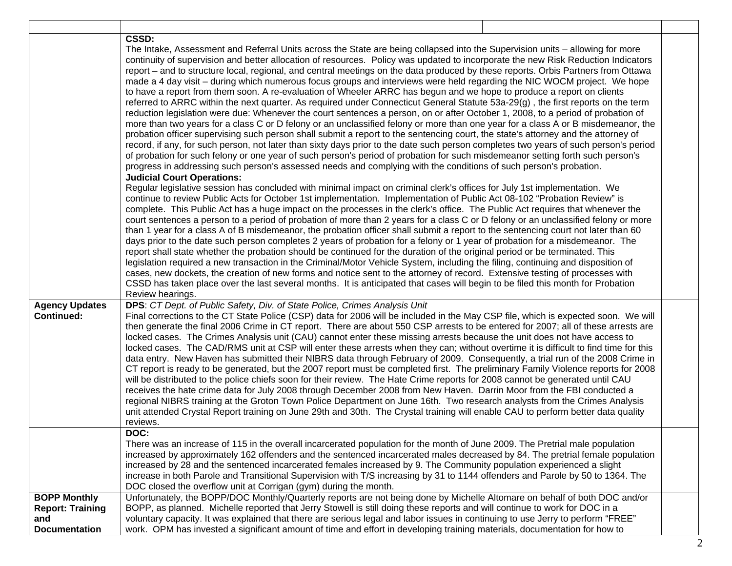| | | | |
|---|---|---|---|
| | **CSSD:**<br>The Intake, Assessment and Referral Units across the State are being collapsed into the Supervision units – allowing for more continuity of supervision and better allocation of resources. Policy was updated to incorporate the new Risk Reduction Indicators report – and to structure local, regional, and central meetings on the data produced by these reports. Orbis Partners from Ottawa made a 4 day visit – during which numerous focus groups and interviews were held regarding the NIC WOCM project. We hope to have a report from them soon. A re-evaluation of Wheeler ARRC has begun and we hope to produce a report on clients referred to ARRC within the next quarter. As required under Connecticut General Statute 53a-29(g) , the first reports on the term reduction legislation were due: Whenever the court sentences a person, on or after October 1, 2008, to a period of probation of more than two years for a class C or D felony or an unclassified felony or more than one year for a class A or B misdemeanor, the probation officer supervising such person shall submit a report to the sentencing court, the state's attorney and the attorney of record, if any, for such person, not later than sixty days prior to the date such person completes two years of such person's period of probation for such felony or one year of such person's period of probation for such misdemeanor setting forth such person's progress in addressing such person's assessed needs and complying with the conditions of such person's probation. | | |
| | **Judicial Court Operations:**<br>Regular legislative session has concluded with minimal impact on criminal clerk's offices for July 1st implementation. We continue to review Public Acts for October 1st implementation. Implementation of Public Act 08-102 "Probation Review" is complete. This Public Act has a huge impact on the processes in the clerk's office. The Public Act requires that whenever the court sentences a person to a period of probation of more than 2 years for a class C or D felony or an unclassified felony or more than 1 year for a class A of B misdemeanor, the probation officer shall submit a report to the sentencing court not later than 60 days prior to the date such person completes 2 years of probation for a felony or 1 year of probation for a misdemeanor. The report shall state whether the probation should be continued for the duration of the original period or be terminated. This legislation required a new transaction in the Criminal/Motor Vehicle System, including the filing, continuing and disposition of cases, new dockets, the creation of new forms and notice sent to the attorney of record. Extensive testing of processes with CSSD has taken place over the last several months. It is anticipated that cases will begin to be filed this month for Probation Review hearings. | | |
| **Agency Updates Continued:** | **DPS**: *CT Dept. of Public Safety, Div. of State Police, Crimes Analysis Unit*<br>Final corrections to the CT State Police (CSP) data for 2006 will be included in the May CSP file, which is expected soon. We will then generate the final 2006 Crime in CT report. There are about 550 CSP arrests to be entered for 2007; all of these arrests are locked cases. The Crimes Analysis unit (CAU) cannot enter these missing arrests because the unit does not have access to locked cases. The CAD/RMS unit at CSP will enter these arrests when they can; without overtime it is difficult to find time for this data entry. New Haven has submitted their NIBRS data through February of 2009. Consequently, a trial run of the 2008 Crime in CT report is ready to be generated, but the 2007 report must be completed first. The preliminary Family Violence reports for 2008 will be distributed to the police chiefs soon for their review. The Hate Crime reports for 2008 cannot be generated until CAU receives the hate crime data for July 2008 through December 2008 from New Haven. Darrin Moor from the FBI conducted a regional NIBRS training at the Groton Town Police Department on June 16th. Two research analysts from the Crimes Analysis unit attended Crystal Report training on June 29th and 30th. The Crystal training will enable CAU to perform better data quality reviews. | | |
| | **DOC:**<br>There was an increase of 115 in the overall incarcerated population for the month of June 2009. The Pretrial male population increased by approximately 162 offenders and the sentenced incarcerated males decreased by 84. The pretrial female population increased by 28 and the sentenced incarcerated females increased by 9. The Community population experienced a slight increase in both Parole and Transitional Supervision with T/S increasing by 31 to 1144 offenders and Parole by 50 to 1364. The DOC closed the overflow unit at Corrigan (gym) during the month. | | |
| **BOPP Monthly Report: Training and Documentation** | Unfortunately, the BOPP/DOC Monthly/Quarterly reports are not being done by Michelle Altomare on behalf of both DOC and/or BOPP, as planned. Michelle reported that Jerry Stowell is still doing these reports and will continue to work for DOC in a voluntary capacity. It was explained that there are serious legal and labor issues in continuing to use Jerry to perform "FREE" work. OPM has invested a significant amount of time and effort in developing training materials, documentation for how to | | |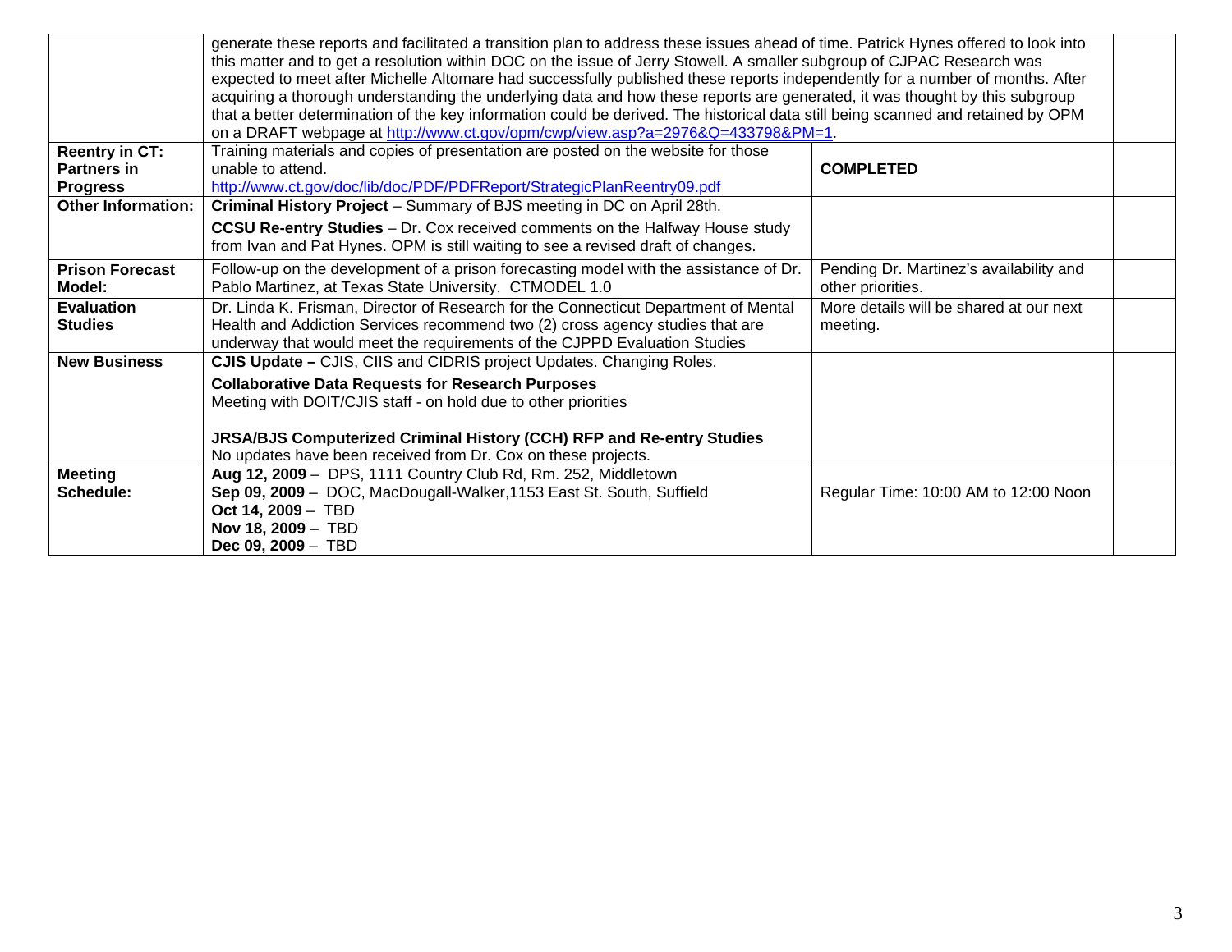| | | | |
|---|---|---|---|
| | generate these reports and facilitated a transition plan to address these issues ahead of time. Patrick Hynes offered to look into this matter and to get a resolution within DOC on the issue of Jerry Stowell. A smaller subgroup of CJPAC Research was expected to meet after Michelle Altomare had successfully published these reports independently for a number of months. After acquiring a thorough understanding the underlying data and how these reports are generated, it was thought by this subgroup that a better determination of the key information could be derived. The historical data still being scanned and retained by OPM on a DRAFT webpage at http://www.ct.gov/opm/cwp/view.asp?a=2976&Q=433798&PM=1. | | |
| **Reentry in CT: Partners in Progress** | Training materials and copies of presentation are posted on the website for those unable to attend. http://www.ct.gov/doc/lib/doc/PDF/PDFReport/StrategicPlanReentry09.pdf | **COMPLETED** | |
| **Other Information:** | **Criminal History Project** – Summary of BJS meeting in DC on April 28th.<br><br>**CCSU Re-entry Studies** – Dr. Cox received comments on the Halfway House study from Ivan and Pat Hynes. OPM is still waiting to see a revised draft of changes. | | |
| **Prison Forecast Model:** | Follow-up on the development of a prison forecasting model with the assistance of Dr. Pablo Martinez, at Texas State University. CTMODEL 1.0 | Pending Dr. Martinez's availability and other priorities. | |
| **Evaluation Studies** | Dr. Linda K. Frisman, Director of Research for the Connecticut Department of Mental Health and Addiction Services recommend two (2) cross agency studies that are underway that would meet the requirements of the CJPPD Evaluation Studies | More details will be shared at our next meeting. | |
| **New Business** | **CJIS Update –** CJIS, CIIS and CIDRIS project Updates. Changing Roles.<br><br>**Collaborative Data Requests for Research Purposes**<br>Meeting with DOIT/CJIS staff - on hold due to other priorities<br><br>**JRSA/BJS Computerized Criminal History (CCH) RFP and Re-entry Studies**<br>No updates have been received from Dr. Cox on these projects. | | |
| **Meeting Schedule:** | **Aug 12, 2009** – DPS, 1111 Country Club Rd, Rm. 252, Middletown<br>**Sep 09, 2009** – DOC, MacDougall-Walker,1153 East St. South, Suffield<br>**Oct 14, 2009** – TBD<br>**Nov 18, 2009** – TBD<br>**Dec 09, 2009** – TBD | Regular Time: 10:00 AM to 12:00 Noon | |